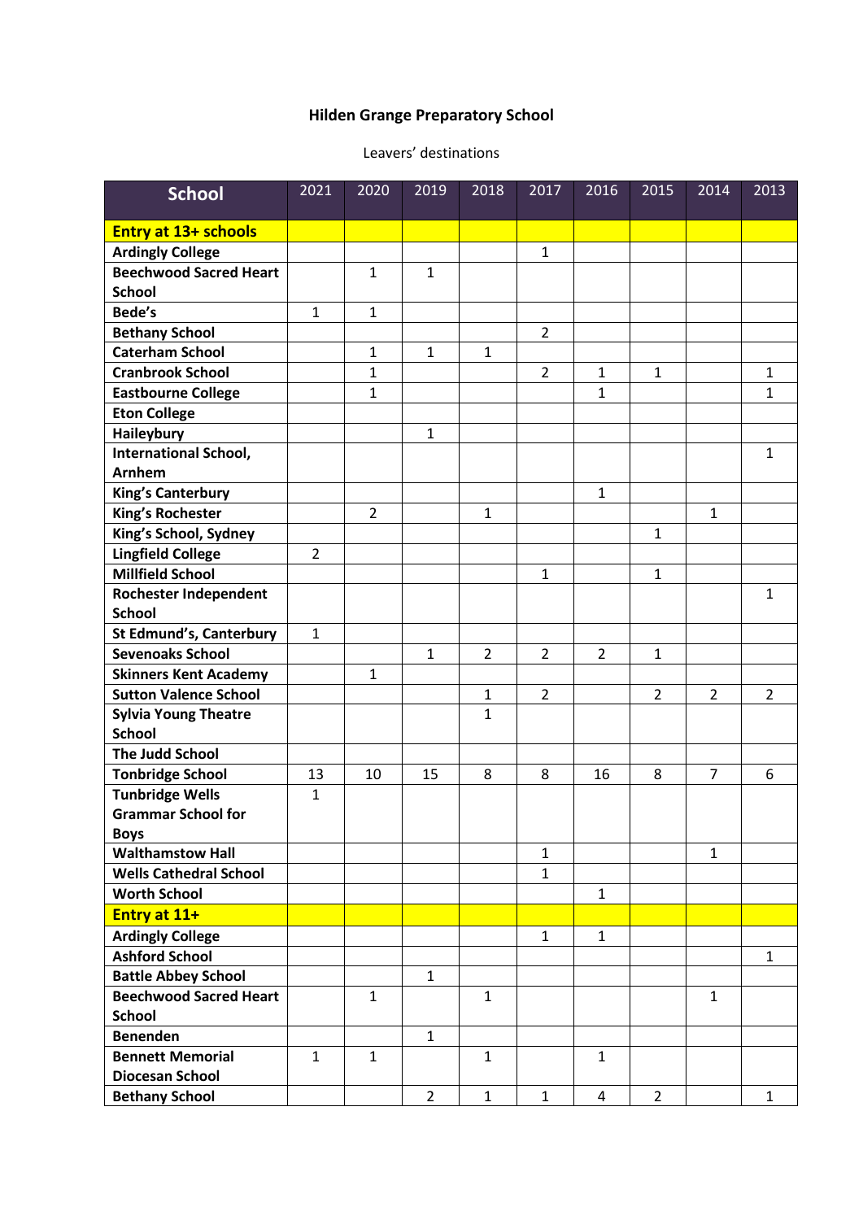# Hilden Grange Preparatory School

Leavers' destinations

| School | 2021 | 2020 | 2019 | 2018 | 2017 | 2016 | 2015 | 2014 | 2013 |
|---|---|---|---|---|---|---|---|---|---|
| **Entry at 13+ schools** | | | | | | | | | |
| **Ardingly College** | | | | | 1 | | | | |
| **Beechwood Sacred Heart School** | | 1 | 1 | | | | | | |
| **Bede's** | 1 | 1 | | | | | | | |
| **Bethany School** | | | | | 2 | | | | |
| **Caterham School** | | 1 | 1 | 1 | | | | | |
| **Cranbrook School** | | 1 | | | 2 | 1 | 1 | | 1 |
| **Eastbourne College** | | 1 | | | | 1 | | | 1 |
| **Eton College** | | | | | | | | | |
| **Haileybury** | | | 1 | | | | | | |
| **International School, Arnhem** | | | | | | | | | 1 |
| **King's Canterbury** | | | | | | 1 | | | |
| **King's Rochester** | | 2 | | 1 | | | | 1 | |
| **King's School, Sydney** | | | | | | | 1 | | |
| **Lingfield College** | 2 | | | | | | | | |
| **Millfield School** | | | | | 1 | | 1 | | |
| **Rochester Independent School** | | | | | | | | | 1 |
| **St Edmund's, Canterbury** | 1 | | | | | | | | |
| **Sevenoaks School** | | | 1 | 2 | 2 | 2 | 1 | | |
| **Skinners Kent Academy** | | 1 | | | | | | | |
| **Sutton Valence School** | | | | 1 | 2 | | 2 | 2 | 2 |
| **Sylvia Young Theatre School** | | | | 1 | | | | | |
| **The Judd School** | | | | | | | | | |
| **Tonbridge School** | 13 | 10 | 15 | 8 | 8 | 16 | 8 | 7 | 6 |
| **Tunbridge Wells Grammar School for Boys** | 1 | | | | | | | | |
| **Walthamstow Hall** | | | | | 1 | | | 1 | |
| **Wells Cathedral School** | | | | | 1 | | | | |
| **Worth School** | | | | | | 1 | | | |
| **Entry at 11+** | | | | | | | | | |
| **Ardingly College** | | | | | 1 | 1 | | | |
| **Ashford School** | | | | | | | | | 1 |
| **Battle Abbey School** | | | 1 | | | | | | |
| **Beechwood Sacred Heart School** | | 1 | | 1 | | | | 1 | |
| **Benenden** | | | 1 | | | | | | |
| **Bennett Memorial Diocesan School** | 1 | 1 | | 1 | | 1 | | | |
| **Bethany School** | | | 2 | 1 | 1 | 4 | 2 | | 1 |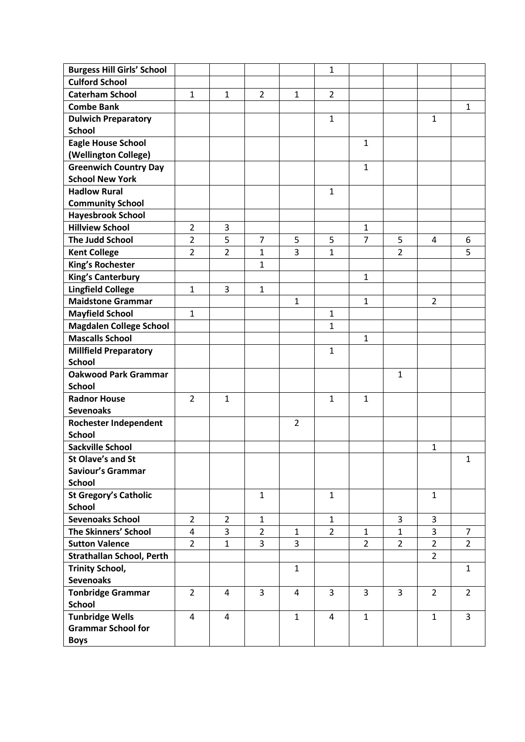| | | | | | | | | | |
|---|---|---|---|---|---|---|---|---|---|
| **Burgess Hill Girls' School** | | | | | 1 | | | | |
| **Culford School** | | | | | | | | | |
| **Caterham School** | 1 | 1 | 2 | 1 | 2 | | | | |
| **Combe Bank** | | | | | | | | | 1 |
| **Dulwich Preparatory School** | | | | | 1 | | | 1 | |
| **Eagle House School (Wellington College)** | | | | | | 1 | | | |
| **Greenwich Country Day School New York** | | | | | | 1 | | | |
| **Hadlow Rural Community School** | | | | | 1 | | | | |
| **Hayesbrook School** | | | | | | | | | |
| **Hillview School** | 2 | 3 | | | | 1 | | | |
| **The Judd School** | 2 | 5 | 7 | 5 | 5 | 7 | 5 | 4 | 6 |
| **Kent College** | 2 | 2 | 1 | 3 | 1 | | 2 | | 5 |
| **King's Rochester** | | | 1 | | | | | | |
| **King's Canterbury** | | | | | | 1 | | | |
| **Lingfield College** | 1 | 3 | 1 | | | | | | |
| **Maidstone Grammar** | | | | 1 | | 1 | | 2 | |
| **Mayfield School** | 1 | | | | 1 | | | | |
| **Magdalen College School** | | | | | 1 | | | | |
| **Mascalls School** | | | | | | 1 | | | |
| **Millfield Preparatory School** | | | | | 1 | | | | |
| **Oakwood Park Grammar School** | | | | | | | 1 | | |
| **Radnor House Sevenoaks** | 2 | 1 | | | 1 | 1 | | | |
| **Rochester Independent School** | | | | 2 | | | | | |
| **Sackville School** | | | | | | | | 1 | |
| **St Olave's and St Saviour's Grammar School** | | | | | | | | | 1 |
| **St Gregory's Catholic School** | | | 1 | | 1 | | | 1 | |
| **Sevenoaks School** | 2 | 2 | 1 | | 1 | | 3 | 3 | |
| **The Skinners' School** | 4 | 3 | 2 | 1 | 2 | 1 | 1 | 3 | 7 |
| **Sutton Valence** | 2 | 1 | 3 | 3 | | 2 | 2 | 2 | 2 |
| **Strathallan School, Perth** | | | | | | | | 2 | |
| **Trinity School, Sevenoaks** | | | | 1 | | | | | 1 |
| **Tonbridge Grammar School** | 2 | 4 | 3 | 4 | 3 | 3 | 3 | 2 | 2 |
| **Tunbridge Wells Grammar School for Boys** | 4 | 4 | | 1 | 4 | 1 | | 1 | 3 |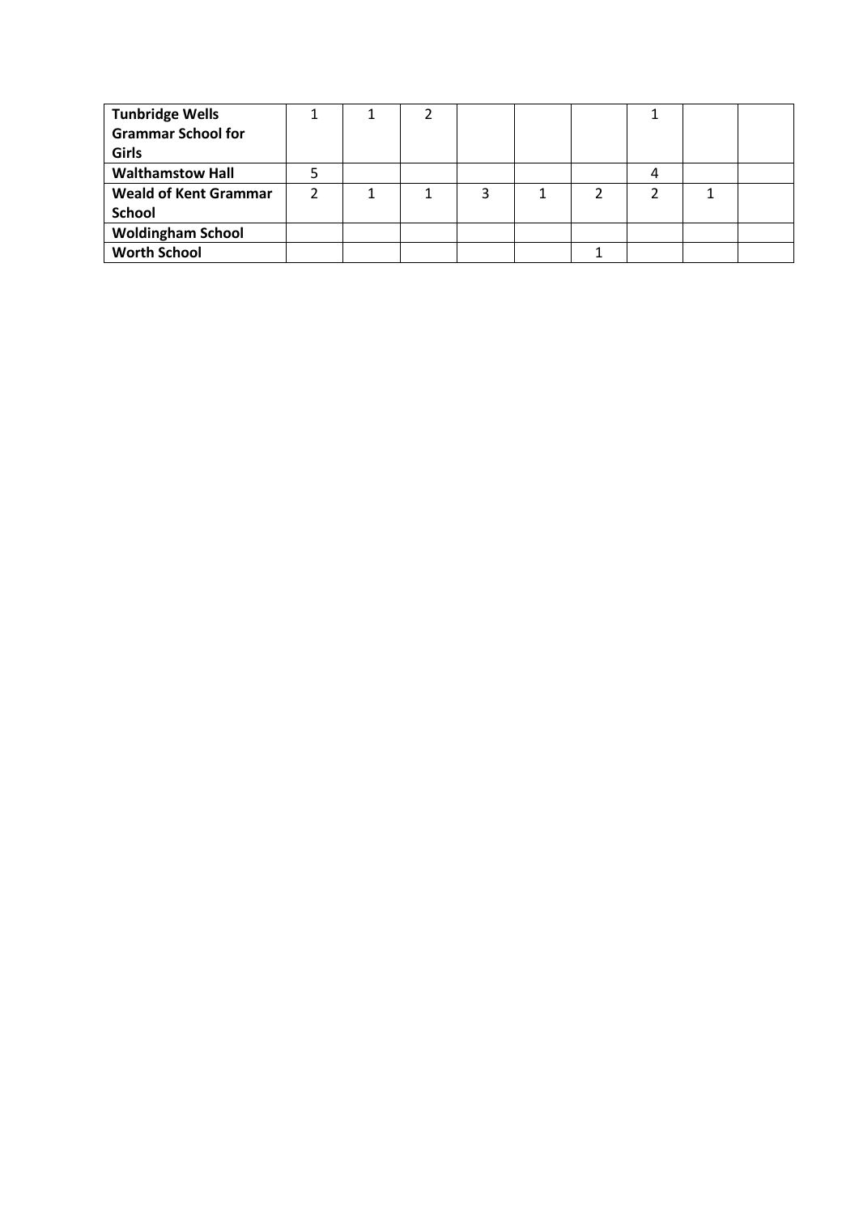| | | | | | | | | | |
|---|---|---|---|---|---|---|---|---|---|
| **Tunbridge Wells Grammar School for Girls** | 1 | 1 | 2 | | | | 1 | | |
| **Walthamstow Hall** | 5 | | | | | | 4 | | |
| **Weald of Kent Grammar School** | 2 | 1 | 1 | 3 | 1 | 2 | 2 | 1 | |
| **Woldingham School** | | | | | | | | | |
| **Worth School** | | | | | | 1 | | | |